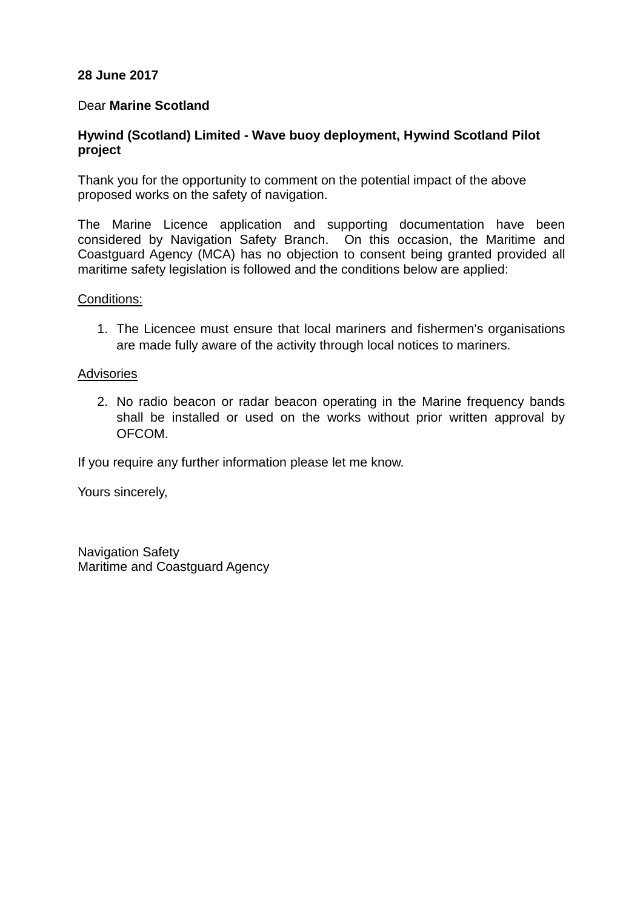**28 June 2017**

Dear **Marine Scotland**

**Hywind (Scotland) Limited - Wave buoy deployment, Hywind Scotland Pilot project**

Thank you for the opportunity to comment on the potential impact of the above proposed works on the safety of navigation.

The Marine Licence application and supporting documentation have been considered by Navigation Safety Branch. On this occasion, the Maritime and Coastguard Agency (MCA) has no objection to consent being granted provided all maritime safety legislation is followed and the conditions below are applied:

<u>Conditions:</u>

1. The Licencee must ensure that local mariners and fishermen's organisations are made fully aware of the activity through local notices to mariners.

<u>Advisories</u>

2. No radio beacon or radar beacon operating in the Marine frequency bands shall be installed or used on the works without prior written approval by OFCOM.

If you require any further information please let me know.

Yours sincerely,

Navigation Safety
Maritime and Coastguard Agency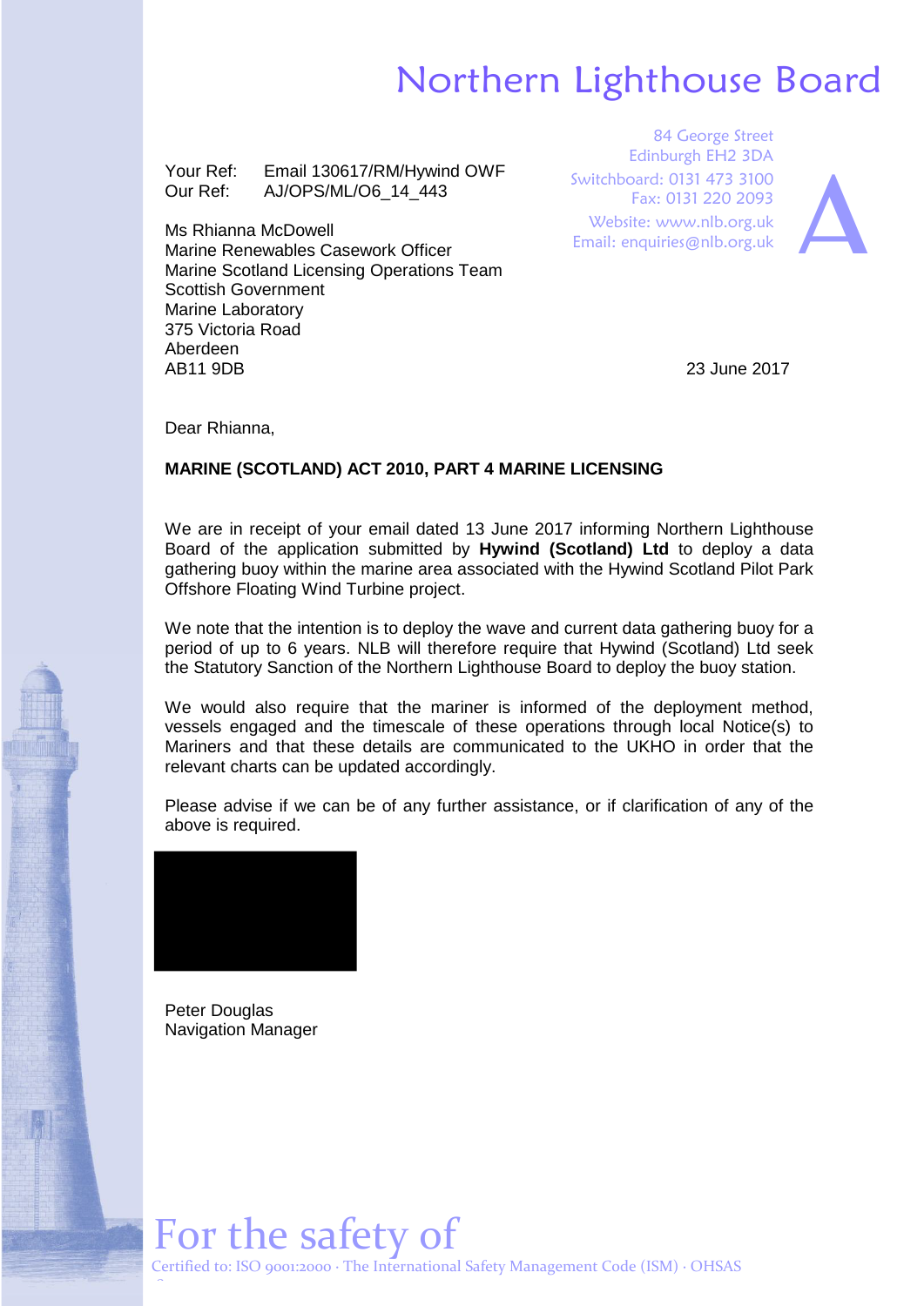# Northern Lighthouse Board

Your Ref: Email 130617/RM/Hywind OWF
Our Ref: AJ/OPS/ML/O6_14_443

84 George Street
Edinburgh EH2 3DA
Switchboard: 0131 473 3100
Fax: 0131 220 2093
Website: www.nlb.org.uk
Email: enquiries@nlb.org.uk

Ms Rhianna McDowell
Marine Renewables Casework Officer
Marine Scotland Licensing Operations Team
Scottish Government
Marine Laboratory
375 Victoria Road
Aberdeen
AB11 9DB

23 June 2017

Dear Rhianna,

**MARINE (SCOTLAND) ACT 2010, PART 4 MARINE LICENSING**

We are in receipt of your email dated 13 June 2017 informing Northern Lighthouse Board of the application submitted by **Hywind (Scotland) Ltd** to deploy a data gathering buoy within the marine area associated with the Hywind Scotland Pilot Park Offshore Floating Wind Turbine project.

We note that the intention is to deploy the wave and current data gathering buoy for a period of up to 6 years. NLB will therefore require that Hywind (Scotland) Ltd seek the Statutory Sanction of the Northern Lighthouse Board to deploy the buoy station.

We would also require that the mariner is informed of the deployment method, vessels engaged and the timescale of these operations through local Notice(s) to Mariners and that these details are communicated to the UKHO in order that the relevant charts can be updated accordingly.

Please advise if we can be of any further assistance, or if clarification of any of the above is required.

Peter Douglas
Navigation Manager

For the safety of

Certified to: ISO 9001:2000 · The International Safety Management Code (ISM) · OHSAS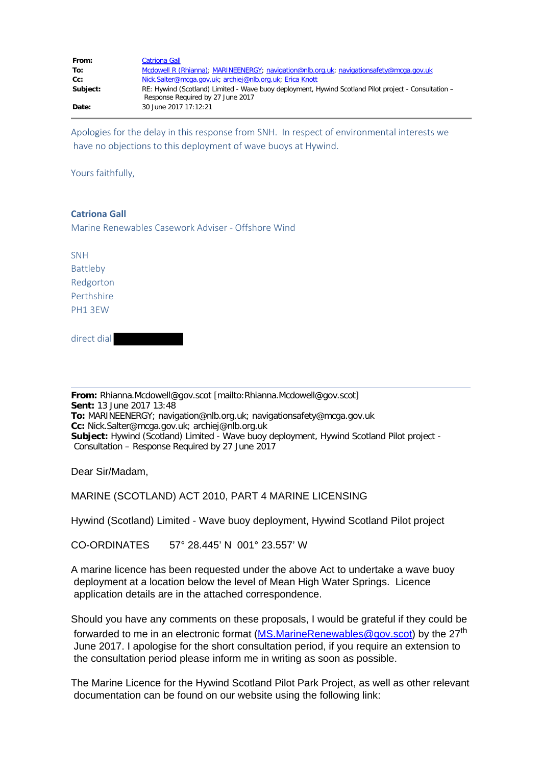| | |
|---|---|
| **From:** | Catriona Gall |
| **To:** | Mcdowell R (Rhianna); MARINEENERGY; navigation@nlb.org.uk; navigationsafety@mcga.gov.uk |
| **Cc:** | Nick.Salter@mcga.gov.uk; archiej@nlb.org.uk; Erica Knott |
| **Subject:** | RE: Hywind (Scotland) Limited - Wave buoy deployment, Hywind Scotland Pilot project - Consultation – Response Required by 27 June 2017 |
| **Date:** | 30 June 2017 17:12:21 |

---

Apologies for the delay in this response from SNH. In respect of environmental interests we have no objections to this deployment of wave buoys at Hywind.

Yours faithfully,

**Catriona Gall**
Marine Renewables Casework Adviser - Offshore Wind

SNH
Battleby
Redgorton
Perthshire
PH1 3EW

direct dial [redacted]

---

**From:** Rhianna.Mcdowell@gov.scot [mailto:Rhianna.Mcdowell@gov.scot]
**Sent:** 13 June 2017 13:48
**To:** MARINEENERGY; navigation@nlb.org.uk; navigationsafety@mcga.gov.uk
**Cc:** Nick.Salter@mcga.gov.uk; archiej@nlb.org.uk
**Subject:** Hywind (Scotland) Limited - Wave buoy deployment, Hywind Scotland Pilot project - Consultation – Response Required by 27 June 2017

Dear Sir/Madam,

MARINE (SCOTLAND) ACT 2010, PART 4 MARINE LICENSING

Hywind (Scotland) Limited - Wave buoy deployment, Hywind Scotland Pilot project

CO-ORDINATES    57° 28.445' N  001° 23.557' W

A marine licence has been requested under the above Act to undertake a wave buoy deployment at a location below the level of Mean High Water Springs. Licence application details are in the attached correspondence.

Should you have any comments on these proposals, I would be grateful if they could be forwarded to me in an electronic format (MS.MarineRenewables@gov.scot) by the 27th June 2017. I apologise for the short consultation period, if you require an extension to the consultation period please inform me in writing as soon as possible.

The Marine Licence for the Hywind Scotland Pilot Park Project, as well as other relevant documentation can be found on our website using the following link: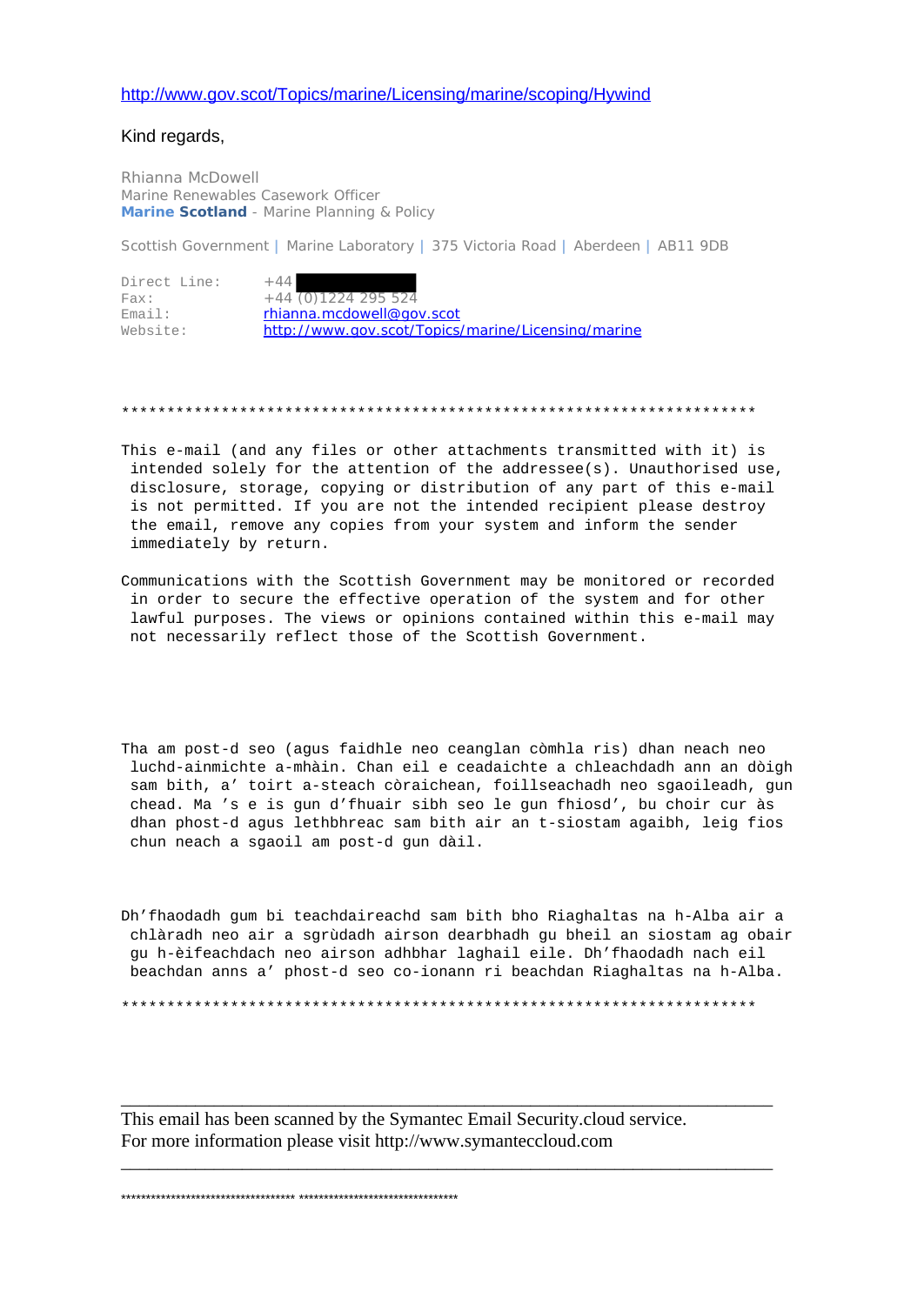http://www.gov.scot/Topics/marine/Licensing/marine/scoping/Hywind

Kind regards,

Rhianna McDowell
Marine Renewables Casework Officer
**Marine Scotland** - Marine Planning & Policy

Scottish Government | Marine Laboratory | 375 Victoria Road | Aberdeen | AB11 9DB

Direct Line: +44 [redacted]
Fax: +44 (0)1224 295 524
Email: rhianna.mcdowell@gov.scot
Website: http://www.gov.scot/Topics/marine/Licensing/marine

**************************************************************************

This e-mail (and any files or other attachments transmitted with it) is intended solely for the attention of the addressee(s). Unauthorised use, disclosure, storage, copying or distribution of any part of this e-mail is not permitted. If you are not the intended recipient please destroy the email, remove any copies from your system and inform the sender immediately by return.

Communications with the Scottish Government may be monitored or recorded in order to secure the effective operation of the system and for other lawful purposes. The views or opinions contained within this e-mail may not necessarily reflect those of the Scottish Government.

Tha am post-d seo (agus faidhle neo ceanglan còmhla ris) dhan neach neo luchd-ainmichte a-mhàin. Chan eil e ceadaichte a chleachdadh ann an dòigh sam bith, a' toirt a-steach còraichean, foillseachadh neo sgaoileadh, gun chead. Ma 's e is gun d'fhuair sibh seo le gun fhiosd', bu choir cur às dhan phost-d agus lethbhreac sam bith air an t-siostam agaibh, leig fios chun neach a sgaoil am post-d gun dàil.

Dh'fhaodadh gum bi teachdaireachd sam bith bho Riaghaltas na h-Alba air a chlàradh neo air a sgrùdadh airson dearbhadh gu bheil an siostam ag obair gu h-èifeachdach neo airson adhbhar laghail eile. Dh'fhaodadh nach eil beachdan anns a' phost-d seo co-ionann ri beachdan Riaghaltas na h-Alba.

**************************************************************************

---

This email has been scanned by the Symantec Email Security.cloud service.
For more information please visit http://www.symanteccloud.com

---

********************************* *******************************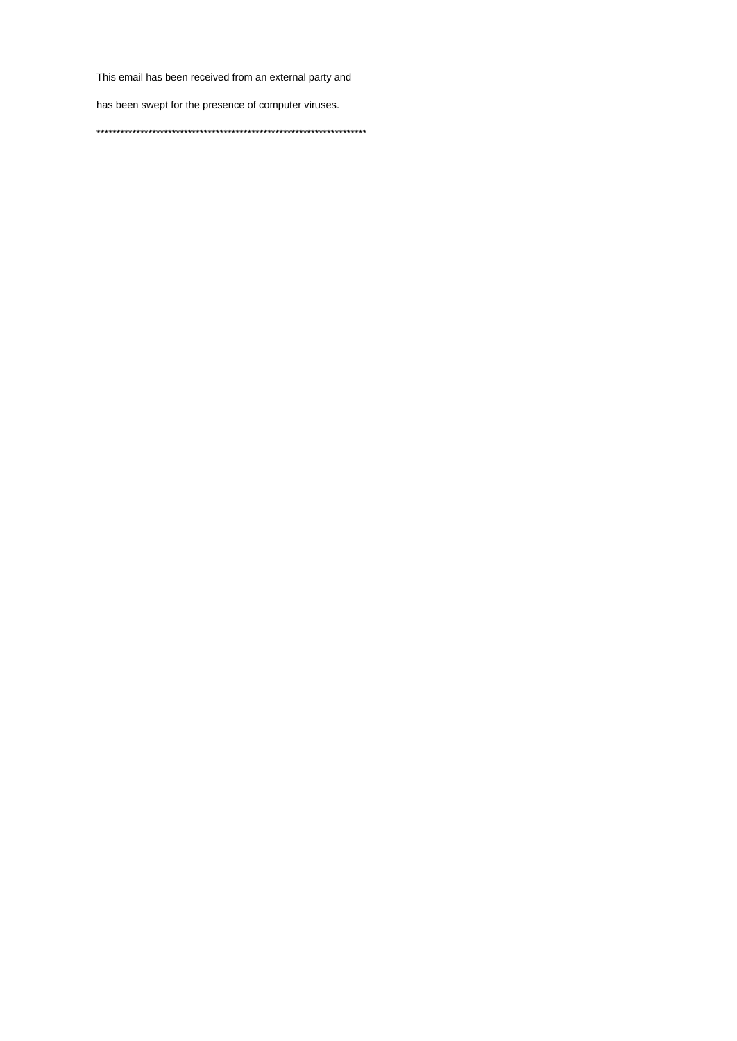This email has been received from an external party and

has been swept for the presence of computer viruses.

********************************************************************